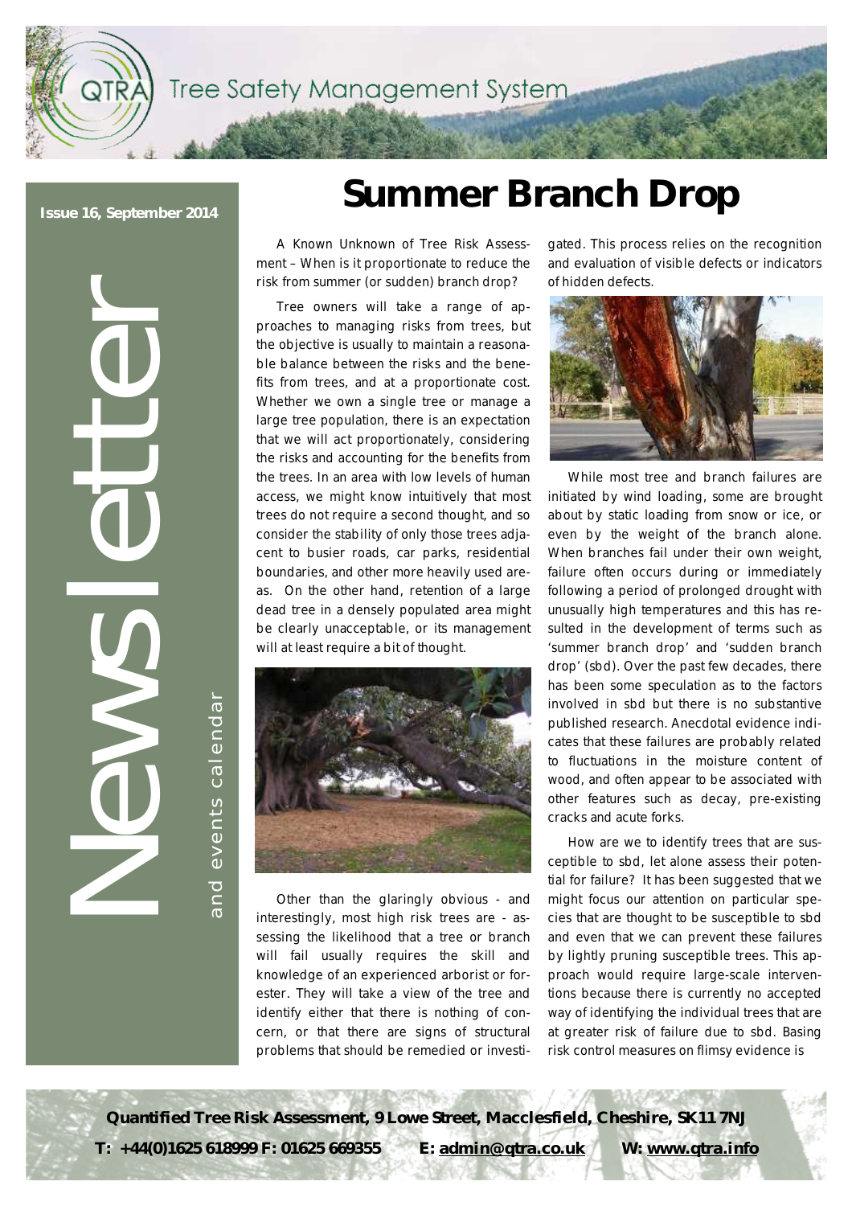# Summer Branch Drop

**Issue 16, September 2014**

Newsletter and events calendar

A Known Unknown of Tree Risk Assessment – When is it proportionate to reduce the risk from summer (or sudden) branch drop?

Tree owners will take a range of approaches to managing risks from trees, but the objective is usually to maintain a reasonable balance between the risks and the benefits from trees, and at a proportionate cost. Whether we own a single tree or manage a large tree population, there is an expectation that we will act proportionately, considering the risks and accounting for the benefits from the trees. In an area with low levels of human access, we might know intuitively that most trees do not require a second thought, and so consider the stability of only those trees adjacent to busier roads, car parks, residential boundaries, and other more heavily used areas. On the other hand, retention of a large dead tree in a densely populated area might be clearly unacceptable, or its management will at least require a bit of thought.

Other than the glaringly obvious - and interestingly, most high risk trees are - assessing the likelihood that a tree or branch will fail usually requires the skill and knowledge of an experienced arborist or forester. They will take a view of the tree and identify either that there is nothing of concern, or that there are signs of structural problems that should be remedied or investigated. This process relies on the recognition and evaluation of visible defects or indicators of hidden defects.

While most tree and branch failures are initiated by wind loading, some are brought about by static loading from snow or ice, or even by the weight of the branch alone. When branches fail under their own weight, failure often occurs during or immediately following a period of prolonged drought with unusually high temperatures and this has resulted in the development of terms such as 'summer branch drop' and 'sudden branch drop' (sbd). Over the past few decades, there has been some speculation as to the factors involved in sbd but there is no substantive published research. Anecdotal evidence indicates that these failures are probably related to fluctuations in the moisture content of wood, and often appear to be associated with other features such as decay, pre-existing cracks and acute forks.

How are we to identify trees that are susceptible to sbd, let alone assess their potential for failure? It has been suggested that we might focus our attention on particular species that are thought to be susceptible to sbd and even that we can prevent these failures by lightly pruning susceptible trees. This approach would require large-scale interventions because there is currently no accepted way of identifying the individual trees that are at greater risk of failure due to sbd. Basing risk control measures on flimsy evidence is

**Quantified Tree Risk Assessment, 9 Lowe Street, Macclesfield, Cheshire, SK11 7NJ**

**T: +44(0)1625 618999 F: 01625 669355 E: admin@qtra.co.uk W: www.qtra.info**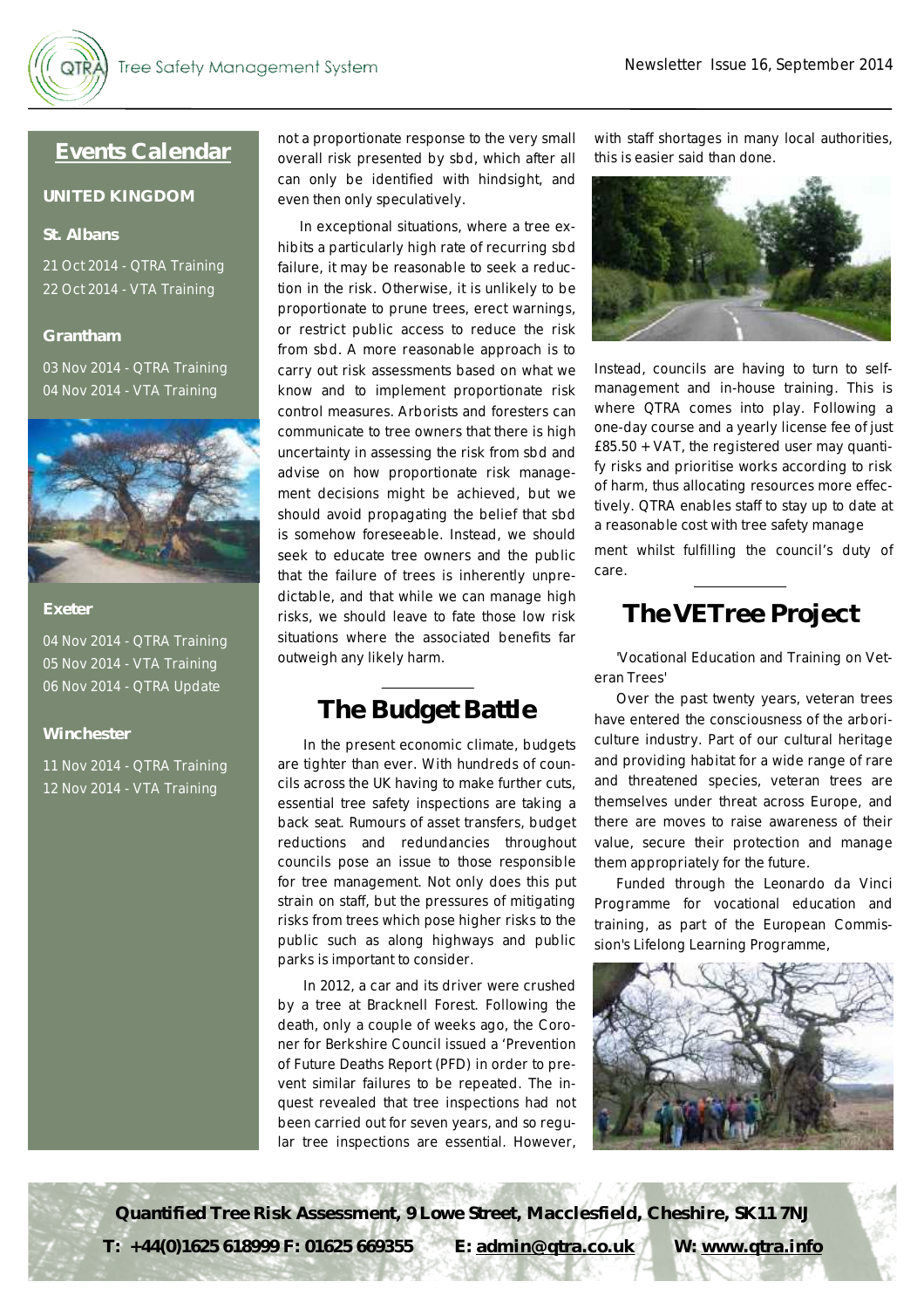## Events Calendar

**UNITED KINGDOM**

**St. Albans**

21 Oct 2014 - QTRA Training
22 Oct 2014 - VTA Training

**Grantham**

03 Nov 2014 - QTRA Training
04 Nov 2014 - VTA Training

**Exeter**

04 Nov 2014 - QTRA Training
05 Nov 2014 - VTA Training
06 Nov 2014 - QTRA Update

**Winchester**

11 Nov 2014 - QTRA Training
12 Nov 2014 - VTA Training

not a proportionate response to the very small overall risk presented by sbd, which after all can only be identified with hindsight, and even then only speculatively.

In exceptional situations, where a tree exhibits a particularly high rate of recurring sbd failure, it may be reasonable to seek a reduction in the risk. Otherwise, it is unlikely to be proportionate to prune trees, erect warnings, or restrict public access to reduce the risk from sbd. A more reasonable approach is to carry out risk assessments based on what we know and to implement proportionate risk control measures. Arborists and foresters can communicate to tree owners that there is high uncertainty in assessing the risk from sbd and advise on how proportionate risk management decisions might be achieved, but we should avoid propagating the belief that sbd is somehow foreseeable. Instead, we should seek to educate tree owners and the public that the failure of trees is inherently unpredictable, and that while we can manage high risks, we should leave to fate those low risk situations where the associated benefits far outweigh any likely harm.

## The Budget Battle

In the present economic climate, budgets are tighter than ever. With hundreds of councils across the UK having to make further cuts, essential tree safety inspections are taking a back seat. Rumours of asset transfers, budget reductions and redundancies throughout councils pose an issue to those responsible for tree management. Not only does this put strain on staff, but the pressures of mitigating risks from trees which pose higher risks to the public such as along highways and public parks is important to consider.

In 2012, a car and its driver were crushed by a tree at Bracknell Forest. Following the death, only a couple of weeks ago, the Coroner for Berkshire Council issued a 'Prevention of Future Deaths Report (PFD) in order to prevent similar failures to be repeated. The inquest revealed that tree inspections had not been carried out for seven years, and so regular tree inspections are essential. However, with staff shortages in many local authorities, this is easier said than done.

Instead, councils are having to turn to self-management and in-house training. This is where QTRA comes into play. Following a one-day course and a yearly license fee of just £85.50 + VAT, the registered user may quantify risks and prioritise works according to risk of harm, thus allocating resources more effectively. QTRA enables staff to stay up to date at a reasonable cost with tree safety management whilst fulfilling the council's duty of care.

## The VETree Project

'Vocational Education and Training on Veteran Trees'

Over the past twenty years, veteran trees have entered the consciousness of the arboriculture industry. Part of our cultural heritage and providing habitat for a wide range of rare and threatened species, veteran trees are themselves under threat across Europe, and there are moves to raise awareness of their value, secure their protection and manage them appropriately for the future.

Funded through the Leonardo da Vinci Programme for vocational education and training, as part of the European Commission's Lifelong Learning Programme,

**Quantified Tree Risk Assessment, 9 Lowe Street, Macclesfield, Cheshire, SK11 7NJ**

**T: +44(0)1625 618999 F: 01625 669355 E: admin@qtra.co.uk W: www.qtra.info**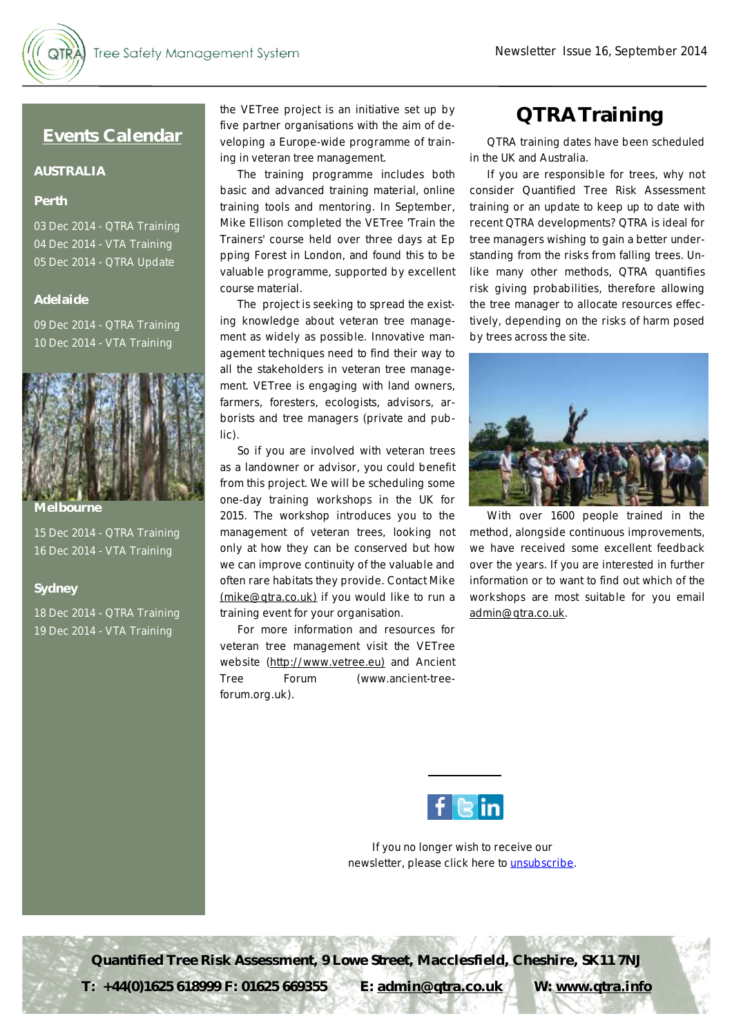## Events Calendar

**AUSTRALIA**

**Perth**

03 Dec 2014 - QTRA Training
04 Dec 2014 - VTA Training
05 Dec 2014 - QTRA Update

**Adelaide**

09 Dec 2014 - QTRA Training
10 Dec 2014 - VTA Training

**Melbourne**

15 Dec 2014 - QTRA Training
16 Dec 2014 - VTA Training

**Sydney**

18 Dec 2014 - QTRA Training
19 Dec 2014 - VTA Training

the VETree project is an initiative set up by five partner organisations with the aim of developing a Europe-wide programme of training in veteran tree management.

The training programme includes both basic and advanced training material, online training tools and mentoring. In September, Mike Ellison completed the VETree 'Train the Trainers' course held over three days at Epping Forest in London, and found this to be valuable programme, supported by excellent course material.

The project is seeking to spread the existing knowledge about veteran tree management as widely as possible. Innovative management techniques need to find their way to all the stakeholders in veteran tree management. VETree is engaging with land owners, farmers, foresters, ecologists, advisors, arborists and tree managers (private and public).

So if you are involved with veteran trees as a landowner or advisor, you could benefit from this project. We will be scheduling some one-day training workshops in the UK for 2015. The workshop introduces you to the management of veteran trees, looking not only at how they can be conserved but how we can improve continuity of the valuable and often rare habitats they provide. Contact Mike (mike@qtra.co.uk) if you would like to run a training event for your organisation.

For more information and resources for veteran tree management visit the VETree website (http://www.vetree.eu) and Ancient Tree Forum (www.ancient-tree-forum.org.uk).

# QTRA Training

QTRA training dates have been scheduled in the UK and Australia.

If you are responsible for trees, why not consider Quantified Tree Risk Assessment training or an update to keep up to date with recent QTRA developments? QTRA is ideal for tree managers wishing to gain a better understanding from the risks from falling trees. Unlike many other methods, QTRA quantifies risk giving probabilities, therefore allowing the tree manager to allocate resources effectively, depending on the risks of harm posed by trees across the site.

With over 1600 people trained in the method, alongside continuous improvements, we have received some excellent feedback over the years. If you are interested in further information or to want to find out which of the workshops are most suitable for you email admin@qtra.co.uk.

If you no longer wish to receive our newsletter, please click here to unsubscribe.

**Quantified Tree Risk Assessment, 9 Lowe Street, Macclesfield, Cheshire, SK11 7NJ**

**T: +44(0)1625 618999 F: 01625 669355 E: admin@qtra.co.uk W: www.qtra.info**